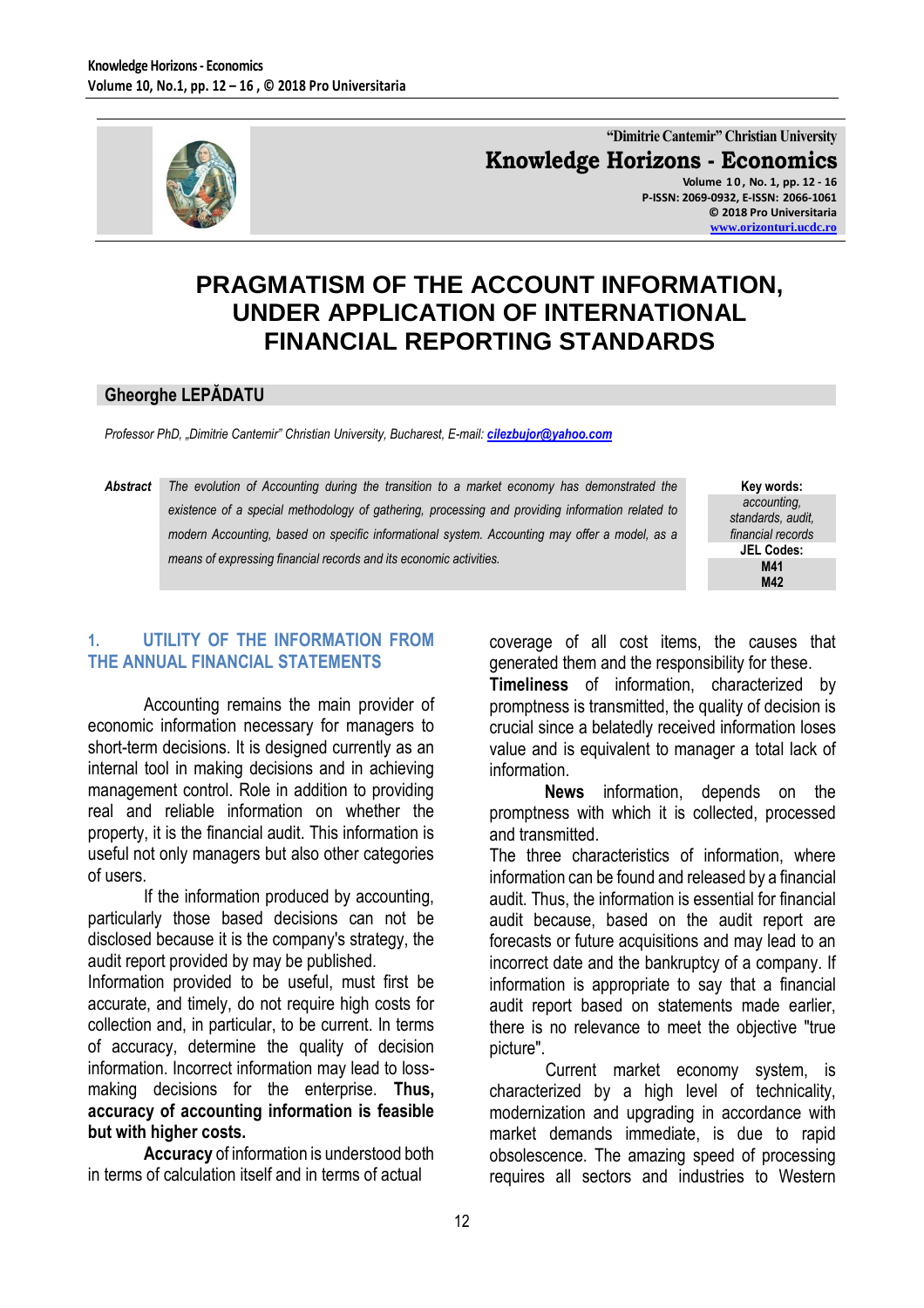# PRAGMATISM OF THE ACCOUNT INFORMATION, UNDER APPLICATION OF INTERNATIONAL FINANCIAL REPORTING STANDARDS

**Gheorghe LEPĂDATU**

*Professor PhD, „Dimitrie Cantemir" Christian University, Bucharest, E-mail: cilezbujor@yahoo.com*

***Abstract*** *The evolution of Accounting during the transition to a market economy has demonstrated the existence of a special methodology of gathering, processing and providing information related to modern Accounting, based on specific informational system. Accounting may offer a model, as a means of expressing financial records and its economic activities.*

**Key words:** *accounting, standards, audit, financial records*

**JEL Codes:** **M41** **M42**

## 1. UTILITY OF THE INFORMATION FROM THE ANNUAL FINANCIAL STATEMENTS

Accounting remains the main provider of economic information necessary for managers to short-term decisions. It is designed currently as an internal tool in making decisions and in achieving management control. Role in addition to providing real and reliable information on whether the property, it is the financial audit. This information is useful not only managers but also other categories of users.

If the information produced by accounting, particularly those based decisions can not be disclosed because it is the company's strategy, the audit report provided by may be published.

Information provided to be useful, must first be accurate, and timely, do not require high costs for collection and, in particular, to be current. In terms of accuracy, determine the quality of decision information. Incorrect information may lead to loss-making decisions for the enterprise. **Thus, accuracy of accounting information is feasible but with higher costs.**

**Accuracy** of information is understood both in terms of calculation itself and in terms of actual coverage of all cost items, the causes that generated them and the responsibility for these.

**Timeliness** of information, characterized by promptness is transmitted, the quality of decision is crucial since a belatedly received information loses value and is equivalent to manager a total lack of information.

**News** information, depends on the promptness with which it is collected, processed and transmitted.

The three characteristics of information, where information can be found and released by a financial audit. Thus, the information is essential for financial audit because, based on the audit report are forecasts or future acquisitions and may lead to an incorrect date and the bankruptcy of a company. If information is appropriate to say that a financial audit report based on statements made earlier, there is no relevance to meet the objective "true picture".

Current market economy system, is characterized by a high level of technicality, modernization and upgrading in accordance with market demands immediate, is due to rapid obsolescence. The amazing speed of processing requires all sectors and industries to Western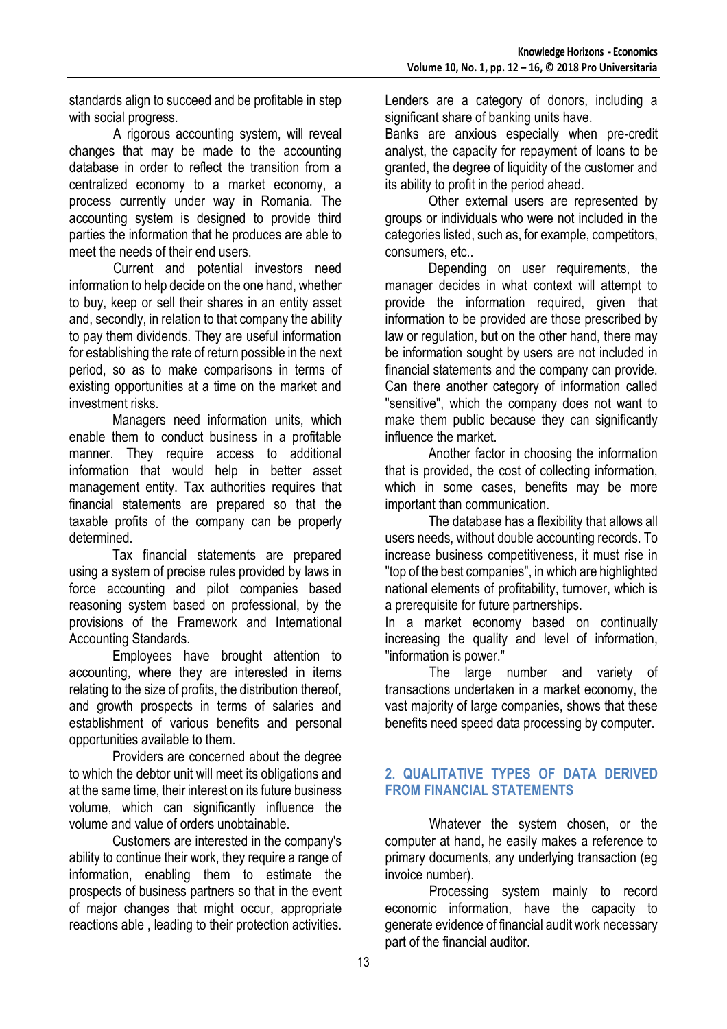standards align to succeed and be profitable in step with social progress.

A rigorous accounting system, will reveal changes that may be made to the accounting database in order to reflect the transition from a centralized economy to a market economy, a process currently under way in Romania. The accounting system is designed to provide third parties the information that he produces are able to meet the needs of their end users.

Current and potential investors need information to help decide on the one hand, whether to buy, keep or sell their shares in an entity asset and, secondly, in relation to that company the ability to pay them dividends. They are useful information for establishing the rate of return possible in the next period, so as to make comparisons in terms of existing opportunities at a time on the market and investment risks.

Managers need information units, which enable them to conduct business in a profitable manner. They require access to additional information that would help in better asset management entity. Tax authorities requires that financial statements are prepared so that the taxable profits of the company can be properly determined.

Tax financial statements are prepared using a system of precise rules provided by laws in force accounting and pilot companies based reasoning system based on professional, by the provisions of the Framework and International Accounting Standards.

Employees have brought attention to accounting, where they are interested in items relating to the size of profits, the distribution thereof, and growth prospects in terms of salaries and establishment of various benefits and personal opportunities available to them.

Providers are concerned about the degree to which the debtor unit will meet its obligations and at the same time, their interest on its future business volume, which can significantly influence the volume and value of orders unobtainable.

Customers are interested in the company's ability to continue their work, they require a range of information, enabling them to estimate the prospects of business partners so that in the event of major changes that might occur, appropriate reactions able , leading to their protection activities.

Lenders are a category of donors, including a significant share of banking units have.

Banks are anxious especially when pre-credit analyst, the capacity for repayment of loans to be granted, the degree of liquidity of the customer and its ability to profit in the period ahead.

Other external users are represented by groups or individuals who were not included in the categories listed, such as, for example, competitors, consumers, etc..

Depending on user requirements, the manager decides in what context will attempt to provide the information required, given that information to be provided are those prescribed by law or regulation, but on the other hand, there may be information sought by users are not included in financial statements and the company can provide. Can there another category of information called "sensitive", which the company does not want to make them public because they can significantly influence the market.

Another factor in choosing the information that is provided, the cost of collecting information, which in some cases, benefits may be more important than communication.

The database has a flexibility that allows all users needs, without double accounting records. To increase business competitiveness, it must rise in "top of the best companies", in which are highlighted national elements of profitability, turnover, which is a prerequisite for future partnerships.

In a market economy based on continually increasing the quality and level of information, "information is power."

The large number and variety of transactions undertaken in a market economy, the vast majority of large companies, shows that these benefits need speed data processing by computer.

## 2. QUALITATIVE TYPES OF DATA DERIVED FROM FINANCIAL STATEMENTS

Whatever the system chosen, or the computer at hand, he easily makes a reference to primary documents, any underlying transaction (eg invoice number).

Processing system mainly to record economic information, have the capacity to generate evidence of financial audit work necessary part of the financial auditor.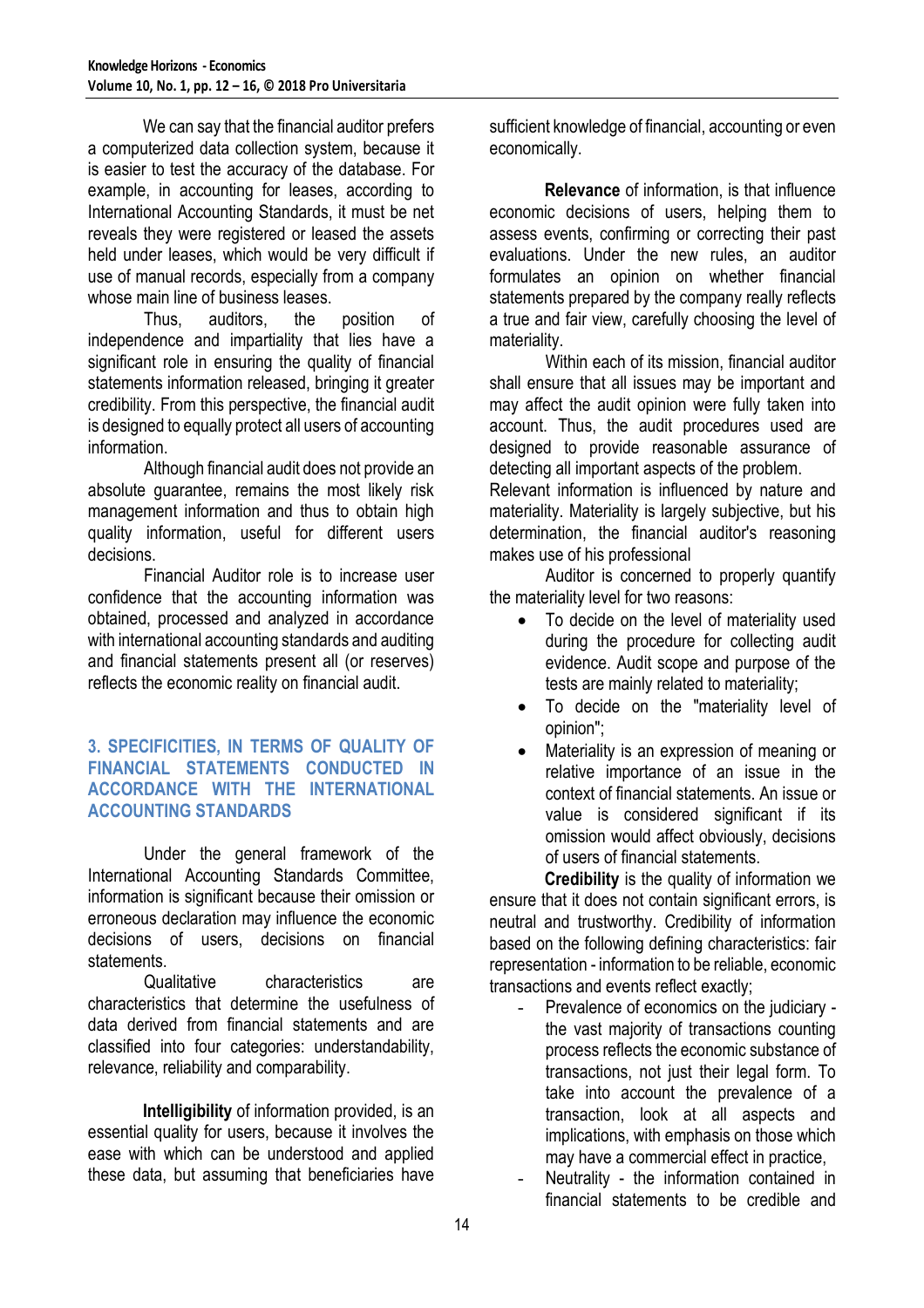We can say that the financial auditor prefers a computerized data collection system, because it is easier to test the accuracy of the database. For example, in accounting for leases, according to International Accounting Standards, it must be net reveals they were registered or leased the assets held under leases, which would be very difficult if use of manual records, especially from a company whose main line of business leases.

Thus, auditors, the position of independence and impartiality that lies have a significant role in ensuring the quality of financial statements information released, bringing it greater credibility. From this perspective, the financial audit is designed to equally protect all users of accounting information.

Although financial audit does not provide an absolute guarantee, remains the most likely risk management information and thus to obtain high quality information, useful for different users decisions.

Financial Auditor role is to increase user confidence that the accounting information was obtained, processed and analyzed in accordance with international accounting standards and auditing and financial statements present all (or reserves) reflects the economic reality on financial audit.

## 3. SPECIFICITIES, IN TERMS OF QUALITY OF FINANCIAL STATEMENTS CONDUCTED IN ACCORDANCE WITH THE INTERNATIONAL ACCOUNTING STANDARDS

Under the general framework of the International Accounting Standards Committee, information is significant because their omission or erroneous declaration may influence the economic decisions of users, decisions on financial statements.

Qualitative characteristics are characteristics that determine the usefulness of data derived from financial statements and are classified into four categories: understandability, relevance, reliability and comparability.

**Intelligibility** of information provided, is an essential quality for users, because it involves the ease with which can be understood and applied these data, but assuming that beneficiaries have sufficient knowledge of financial, accounting or even economically.

**Relevance** of information, is that influence economic decisions of users, helping them to assess events, confirming or correcting their past evaluations. Under the new rules, an auditor formulates an opinion on whether financial statements prepared by the company really reflects a true and fair view, carefully choosing the level of materiality.

Within each of its mission, financial auditor shall ensure that all issues may be important and may affect the audit opinion were fully taken into account. Thus, the audit procedures used are designed to provide reasonable assurance of detecting all important aspects of the problem. Relevant information is influenced by nature and materiality. Materiality is largely subjective, but his determination, the financial auditor's reasoning makes use of his professional

Auditor is concerned to properly quantify the materiality level for two reasons:

- To decide on the level of materiality used during the procedure for collecting audit evidence. Audit scope and purpose of the tests are mainly related to materiality;
- To decide on the "materiality level of opinion";
- Materiality is an expression of meaning or relative importance of an issue in the context of financial statements. An issue or value is considered significant if its omission would affect obviously, decisions of users of financial statements.

**Credibility** is the quality of information we ensure that it does not contain significant errors, is neutral and trustworthy. Credibility of information based on the following defining characteristics: fair representation - information to be reliable, economic transactions and events reflect exactly;

- Prevalence of economics on the judiciary - the vast majority of transactions counting process reflects the economic substance of transactions, not just their legal form. To take into account the prevalence of a transaction, look at all aspects and implications, with emphasis on those which may have a commercial effect in practice,
- Neutrality - the information contained in financial statements to be credible and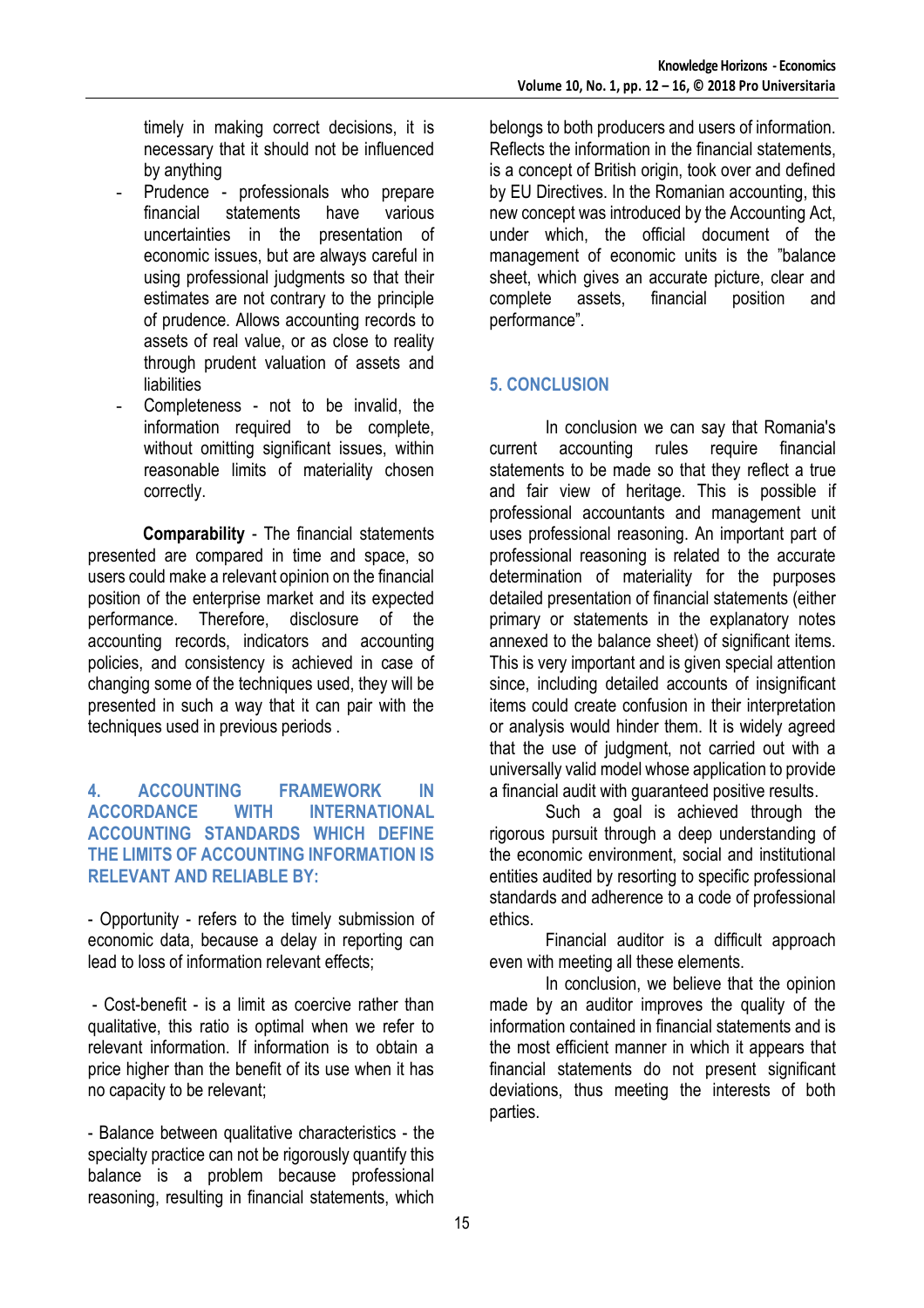timely in making correct decisions, it is necessary that it should not be influenced by anything

- Prudence - professionals who prepare financial statements have various uncertainties in the presentation of economic issues, but are always careful in using professional judgments so that their estimates are not contrary to the principle of prudence. Allows accounting records to assets of real value, or as close to reality through prudent valuation of assets and liabilities
- Completeness - not to be invalid, the information required to be complete, without omitting significant issues, within reasonable limits of materiality chosen correctly.

**Comparability** - The financial statements presented are compared in time and space, so users could make a relevant opinion on the financial position of the enterprise market and its expected performance. Therefore, disclosure of the accounting records, indicators and accounting policies, and consistency is achieved in case of changing some of the techniques used, they will be presented in such a way that it can pair with the techniques used in previous periods .

## 4. ACCOUNTING FRAMEWORK IN ACCORDANCE WITH INTERNATIONAL ACCOUNTING STANDARDS WHICH DEFINE THE LIMITS OF ACCOUNTING INFORMATION IS RELEVANT AND RELIABLE BY:

- Opportunity - refers to the timely submission of economic data, because a delay in reporting can lead to loss of information relevant effects;

- Cost-benefit - is a limit as coercive rather than qualitative, this ratio is optimal when we refer to relevant information. If information is to obtain a price higher than the benefit of its use when it has no capacity to be relevant;

- Balance between qualitative characteristics - the specialty practice can not be rigorously quantify this balance is a problem because professional reasoning, resulting in financial statements, which belongs to both producers and users of information. Reflects the information in the financial statements, is a concept of British origin, took over and defined by EU Directives. In the Romanian accounting, this new concept was introduced by the Accounting Act, under which, the official document of the management of economic units is the "balance sheet, which gives an accurate picture, clear and complete assets, financial position and performance".

## 5. CONCLUSION

In conclusion we can say that Romania's current accounting rules require financial statements to be made so that they reflect a true and fair view of heritage. This is possible if professional accountants and management unit uses professional reasoning. An important part of professional reasoning is related to the accurate determination of materiality for the purposes detailed presentation of financial statements (either primary or statements in the explanatory notes annexed to the balance sheet) of significant items. This is very important and is given special attention since, including detailed accounts of insignificant items could create confusion in their interpretation or analysis would hinder them. It is widely agreed that the use of judgment, not carried out with a universally valid model whose application to provide a financial audit with guaranteed positive results.

Such a goal is achieved through the rigorous pursuit through a deep understanding of the economic environment, social and institutional entities audited by resorting to specific professional standards and adherence to a code of professional ethics.

Financial auditor is a difficult approach even with meeting all these elements.

In conclusion, we believe that the opinion made by an auditor improves the quality of the information contained in financial statements and is the most efficient manner in which it appears that financial statements do not present significant deviations, thus meeting the interests of both parties.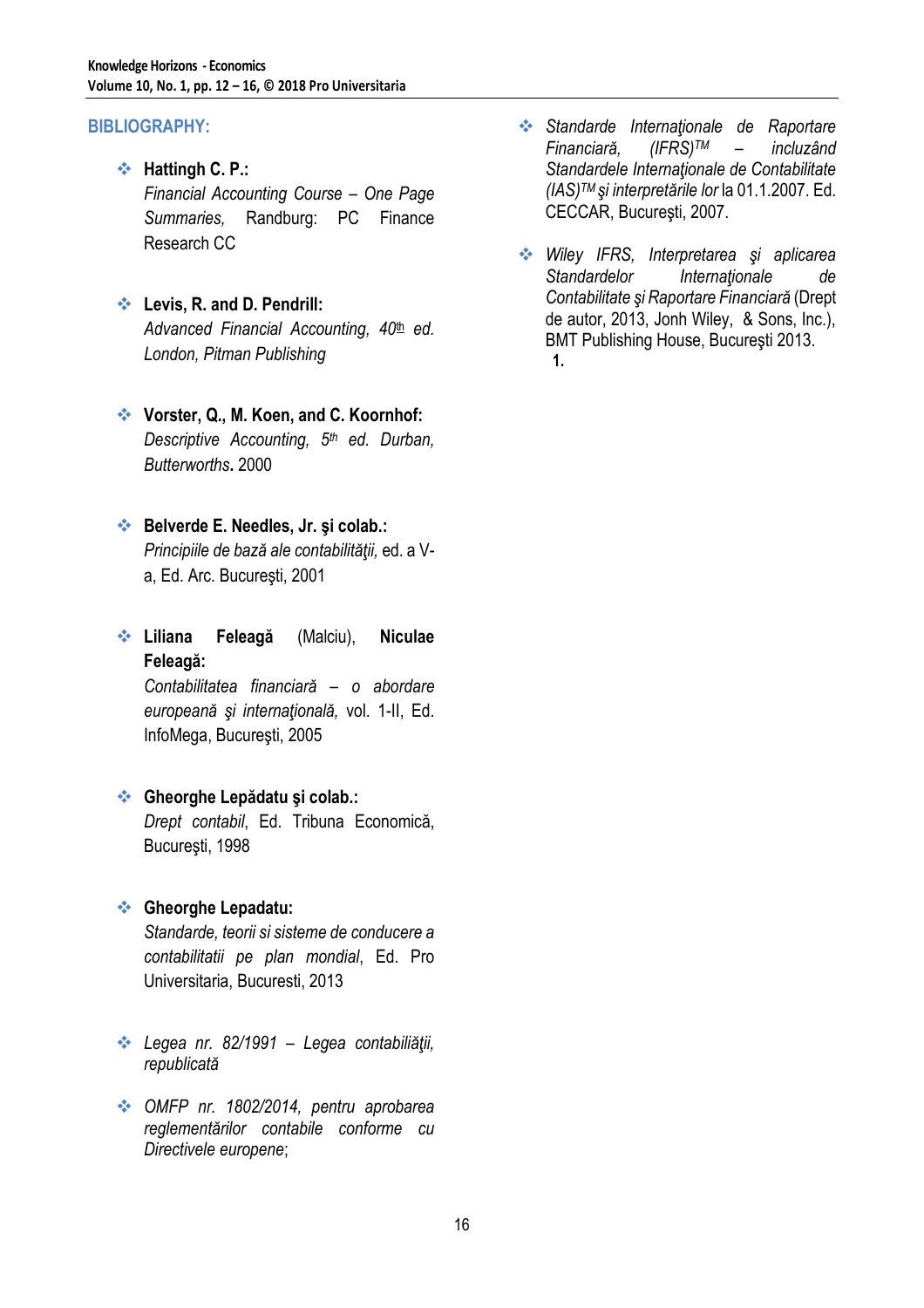## BIBLIOGRAPHY:

- **Hattingh C. P.:**
  *Financial Accounting Course – One Page Summaries,* Randburg: PC Finance Research CC

- **Levis, R. and D. Pendrill:**
  *Advanced Financial Accounting, 40th ed. London, Pitman Publishing*

- **Vorster, Q., M. Koen, and C. Koornhof:**
  *Descriptive Accounting, 5th ed. Durban, Butterworths*. 2000

- **Belverde E. Needles, Jr. şi colab.:**
  *Principiile de bază ale contabilităţii,* ed. a V-a, Ed. Arc. Bucureşti, 2001

- **Liliana Feleagă** (Malciu), **Niculae Feleagă:**
  *Contabilitatea financiară – o abordare europeană şi internaţională,* vol. 1-II, Ed. InfoMega, Bucureşti, 2005

- **Gheorghe Lepădatu şi colab.:**
  *Drept contabil*, Ed. Tribuna Economică, Bucureşti, 1998

- **Gheorghe Lepadatu:**
  *Standarde, teorii si sisteme de conducere a contabilitatii pe plan mondial*, Ed. Pro Universitaria, Bucuresti, 2013

- *Legea nr. 82/1991 – Legea contabiliăţii, republicată*

- *OMFP nr. 1802/2014, pentru aprobarea reglementărilor contabile conforme cu Directivele europene*;

- *Standarde Internaţionale de Raportare Financiară, (IFRS)TM – incluzând Standardele Internaţionale de Contabilitate (IAS)TM şi interpretările lor* la 01.1.2007. Ed. CECCAR, Bucureşti, 2007.

- *Wiley IFRS, Interpretarea şi aplicarea Standardelor Internaţionale de Contabilitate şi Raportare Financiară* (Drept de autor, 2013, Jonh Wiley, & Sons, Inc.), BMT Publishing House, Bucureşti 2013.

1.